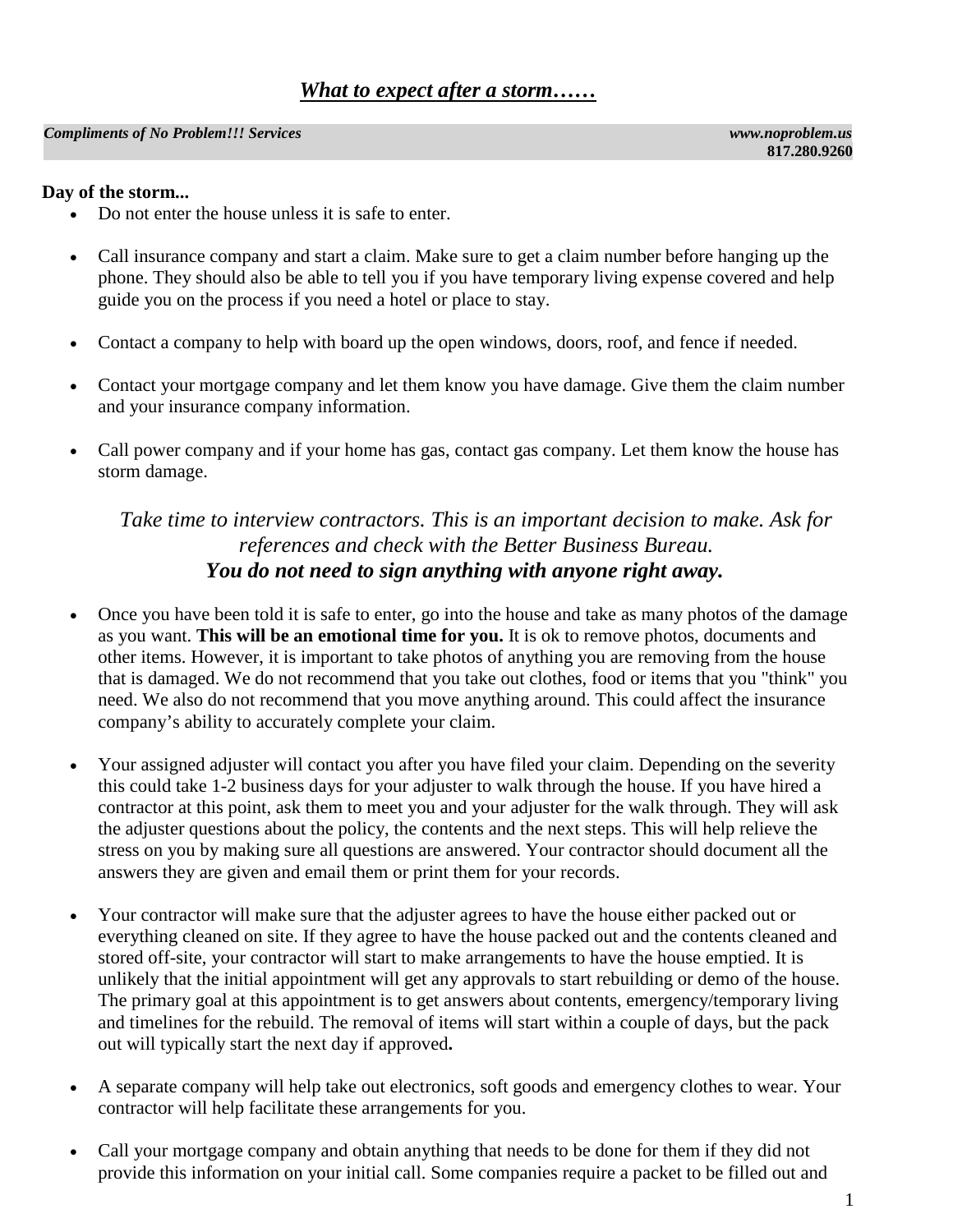# ***What to expect after a storm……***

***Compliments of No Problem!!! Services*** ***www.noproblem.us*** **817.280.9260**

**Day of the storm...**

- Do not enter the house unless it is safe to enter.
- Call insurance company and start a claim. Make sure to get a claim number before hanging up the phone. They should also be able to tell you if you have temporary living expense covered and help guide you on the process if you need a hotel or place to stay.
- Contact a company to help with board up the open windows, doors, roof, and fence if needed.
- Contact your mortgage company and let them know you have damage. Give them the claim number and your insurance company information.
- Call power company and if your home has gas, contact gas company. Let them know the house has storm damage.

*Take time to interview contractors. This is an important decision to make. Ask for references and check with the Better Business Bureau.*
***You do not need to sign anything with anyone right away.***

- Once you have been told it is safe to enter, go into the house and take as many photos of the damage as you want. **This will be an emotional time for you.** It is ok to remove photos, documents and other items. However, it is important to take photos of anything you are removing from the house that is damaged. We do not recommend that you take out clothes, food or items that you "think" you need. We also do not recommend that you move anything around. This could affect the insurance company's ability to accurately complete your claim.
- Your assigned adjuster will contact you after you have filed your claim. Depending on the severity this could take 1-2 business days for your adjuster to walk through the house. If you have hired a contractor at this point, ask them to meet you and your adjuster for the walk through. They will ask the adjuster questions about the policy, the contents and the next steps. This will help relieve the stress on you by making sure all questions are answered. Your contractor should document all the answers they are given and email them or print them for your records.
- Your contractor will make sure that the adjuster agrees to have the house either packed out or everything cleaned on site. If they agree to have the house packed out and the contents cleaned and stored off-site, your contractor will start to make arrangements to have the house emptied. It is unlikely that the initial appointment will get any approvals to start rebuilding or demo of the house. The primary goal at this appointment is to get answers about contents, emergency/temporary living and timelines for the rebuild. The removal of items will start within a couple of days, but the pack out will typically start the next day if approved**.**
- A separate company will help take out electronics, soft goods and emergency clothes to wear. Your contractor will help facilitate these arrangements for you.
- Call your mortgage company and obtain anything that needs to be done for them if they did not provide this information on your initial call. Some companies require a packet to be filled out and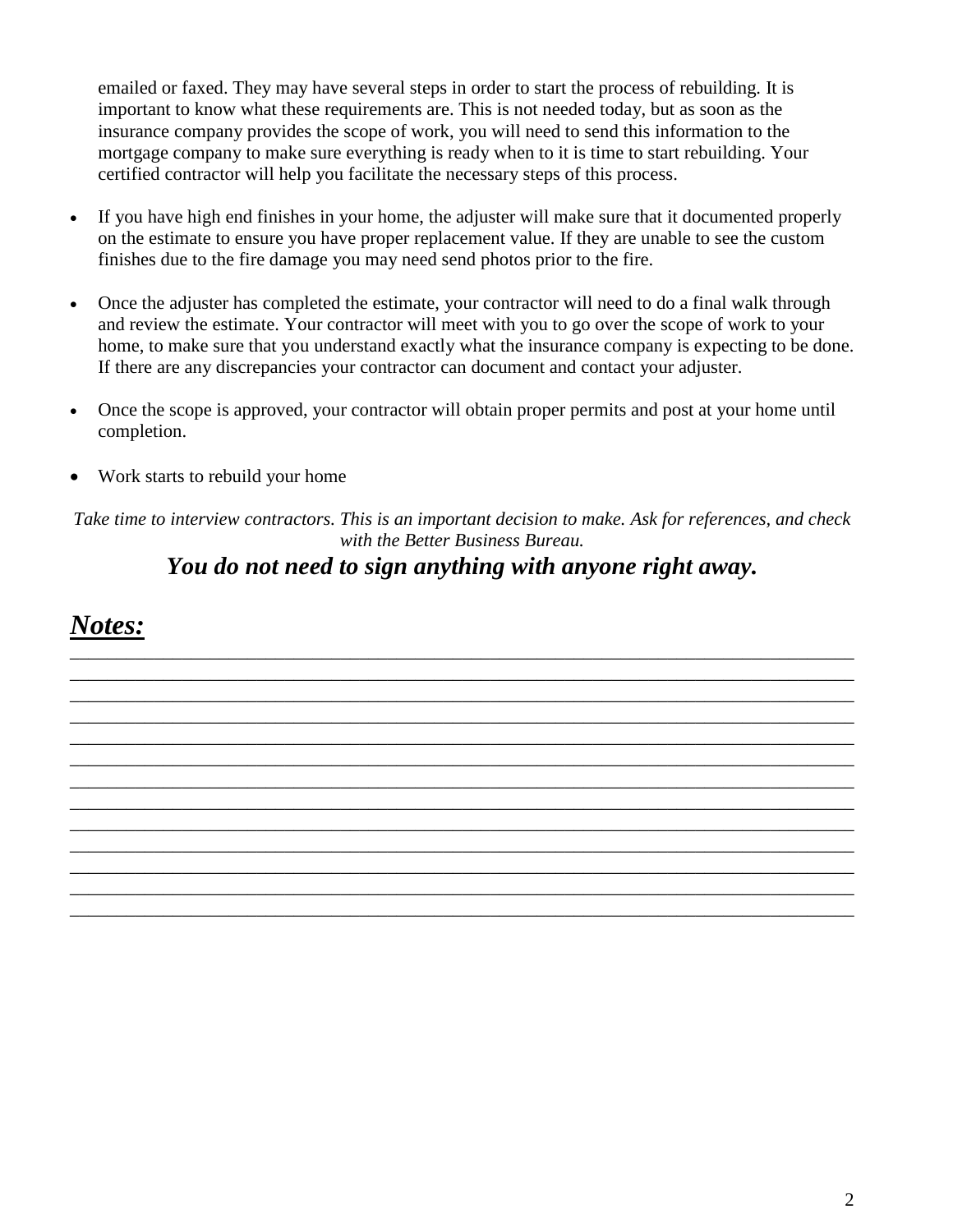emailed or faxed. They may have several steps in order to start the process of rebuilding. It is important to know what these requirements are. This is not needed today, but as soon as the insurance company provides the scope of work, you will need to send this information to the mortgage company to make sure everything is ready when to it is time to start rebuilding. Your certified contractor will help you facilitate the necessary steps of this process.

- If you have high end finishes in your home, the adjuster will make sure that it documented properly on the estimate to ensure you have proper replacement value. If they are unable to see the custom finishes due to the fire damage you may need send photos prior to the fire.

- Once the adjuster has completed the estimate, your contractor will need to do a final walk through and review the estimate. Your contractor will meet with you to go over the scope of work to your home, to make sure that you understand exactly what the insurance company is expecting to be done. If there are any discrepancies your contractor can document and contact your adjuster.

- Once the scope is approved, your contractor will obtain proper permits and post at your home until completion.

- Work starts to rebuild your home

*Take time to interview contractors. This is an important decision to make. Ask for references, and check with the Better Business Bureau.*

***You do not need to sign anything with anyone right away.***

## ***Notes:***

_______________________________________________________________________________
_______________________________________________________________________________
_______________________________________________________________________________
_______________________________________________________________________________
_______________________________________________________________________________
_______________________________________________________________________________
_______________________________________________________________________________
_______________________________________________________________________________
_______________________________________________________________________________
_______________________________________________________________________________
_______________________________________________________________________________
_______________________________________________________________________________
_______________________________________________________________________________